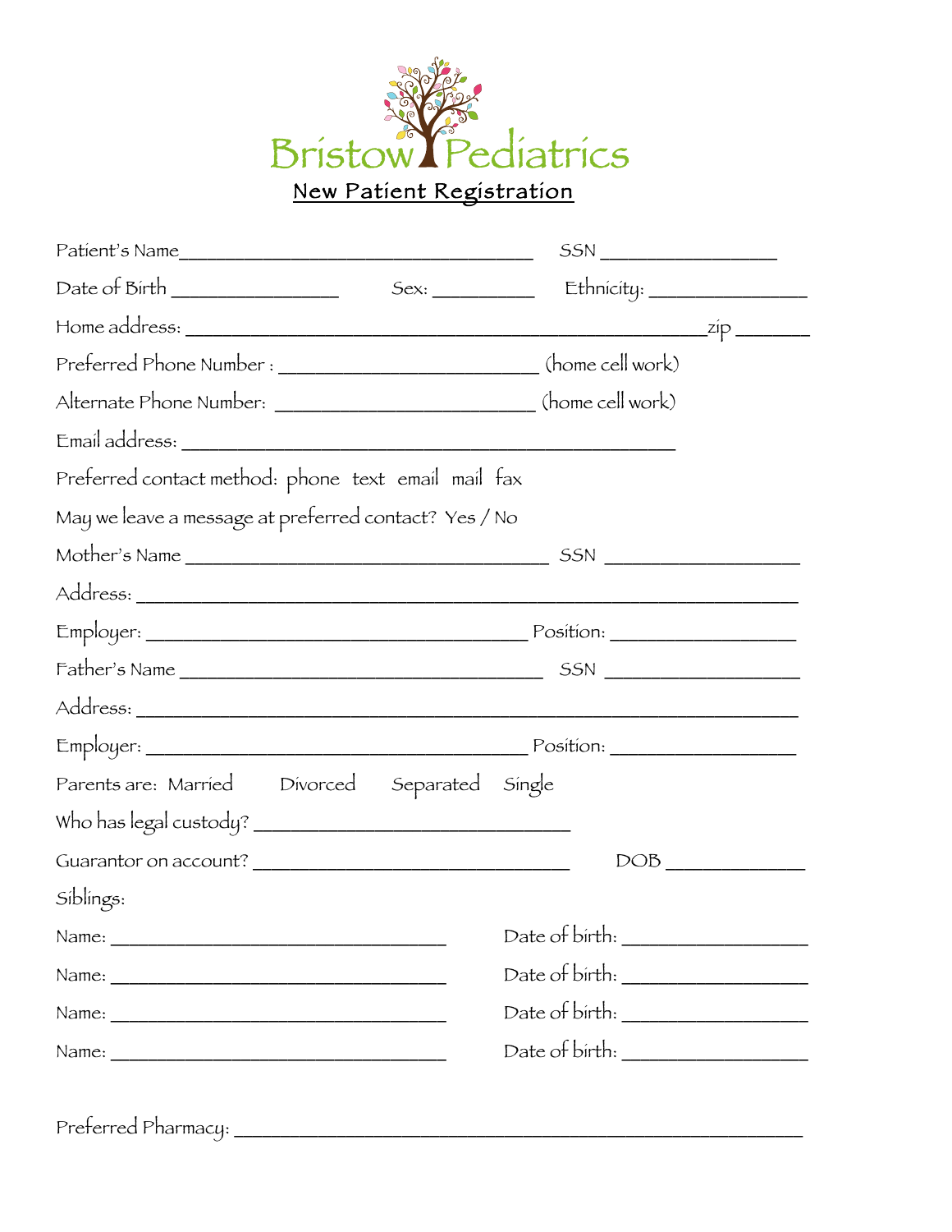# Bristow Pediatrics

## New Patient Registration

Patient's Name_________________________________ SSN _______________

Date of Birth _______________ Sex: _________ Ethnicity: _______________

Home address: _______________________________________________zip _______

Preferred Phone Number : ________________________ (home cell work)

Alternate Phone Number: ________________________ (home cell work)

Email address: ______________________________________________

Preferred contact method: phone text email mail fax

May we leave a message at preferred contact? Yes / No

Mother's Name __________________________________ SSN __________________

Address: ______________________________________________________________

Employer: ___________________________________ Position: _________________

Father's Name __________________________________ SSN __________________

Address: ______________________________________________________________

Employer: ___________________________________ Position: _________________

Parents are: Married Divorced Separated Single

Who has legal custody? _____________________________

Guarantor on account? _____________________________ DOB _____________

Siblings:

Name: _______________________________ Date of birth: _________________

Name: _______________________________ Date of birth: _________________

Name: _______________________________ Date of birth: _________________

Name: _______________________________ Date of birth: _________________

Preferred Pharmacy: _____________________________________________________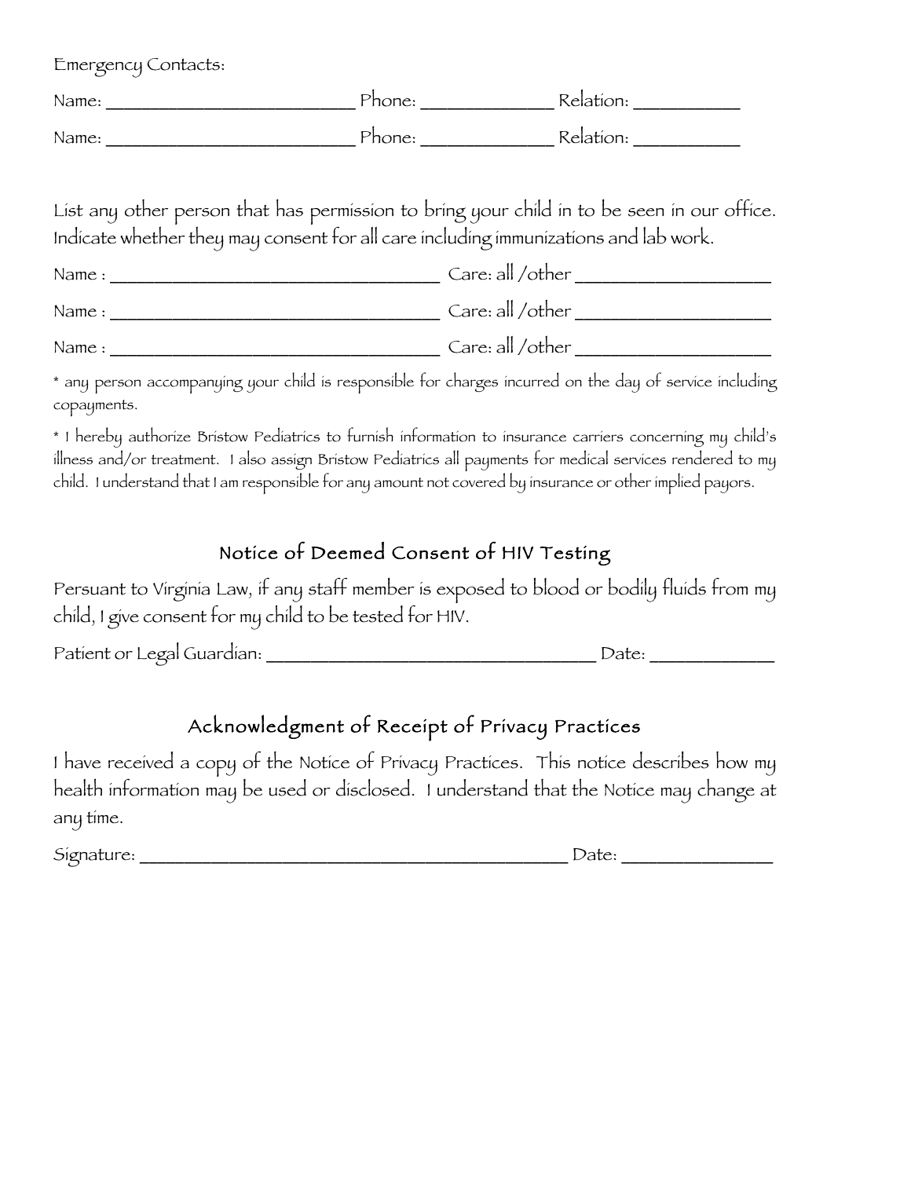Emergency Contacts:

Name: ___________________________ Phone: _______________ Relation: ____________

Name: ___________________________ Phone: _______________ Relation: ____________

List any other person that has permission to bring your child in to be seen in our office. Indicate whether they may consent for all care including immunizations and lab work.

Name : ____________________________________ Care: all /other ______________________

Name : ____________________________________ Care: all /other ______________________

Name : ____________________________________ Care: all /other ______________________

* any person accompanying your child is responsible for charges incurred on the day of service including copayments.

* I hereby authorize Bristow Pediatrics to furnish information to insurance carriers concerning my child's illness and/or treatment. I also assign Bristow Pediatrics all payments for medical services rendered to my child. I understand that I am responsible for any amount not covered by insurance or other implied payors.

## Notice of Deemed Consent of HIV Testing

Persuant to Virginia Law, if any staff member is exposed to blood or bodily fluids from my child, I give consent for my child to be tested for HIV.

Patient or Legal Guardian: ____________________________________ Date: ______________

## Acknowledgment of Receipt of Privacy Practices

I have received a copy of the Notice of Privacy Practices. This notice describes how my health information may be used or disclosed. I understand that the Notice may change at any time.

Signature: _______________________________________________ Date: _________________